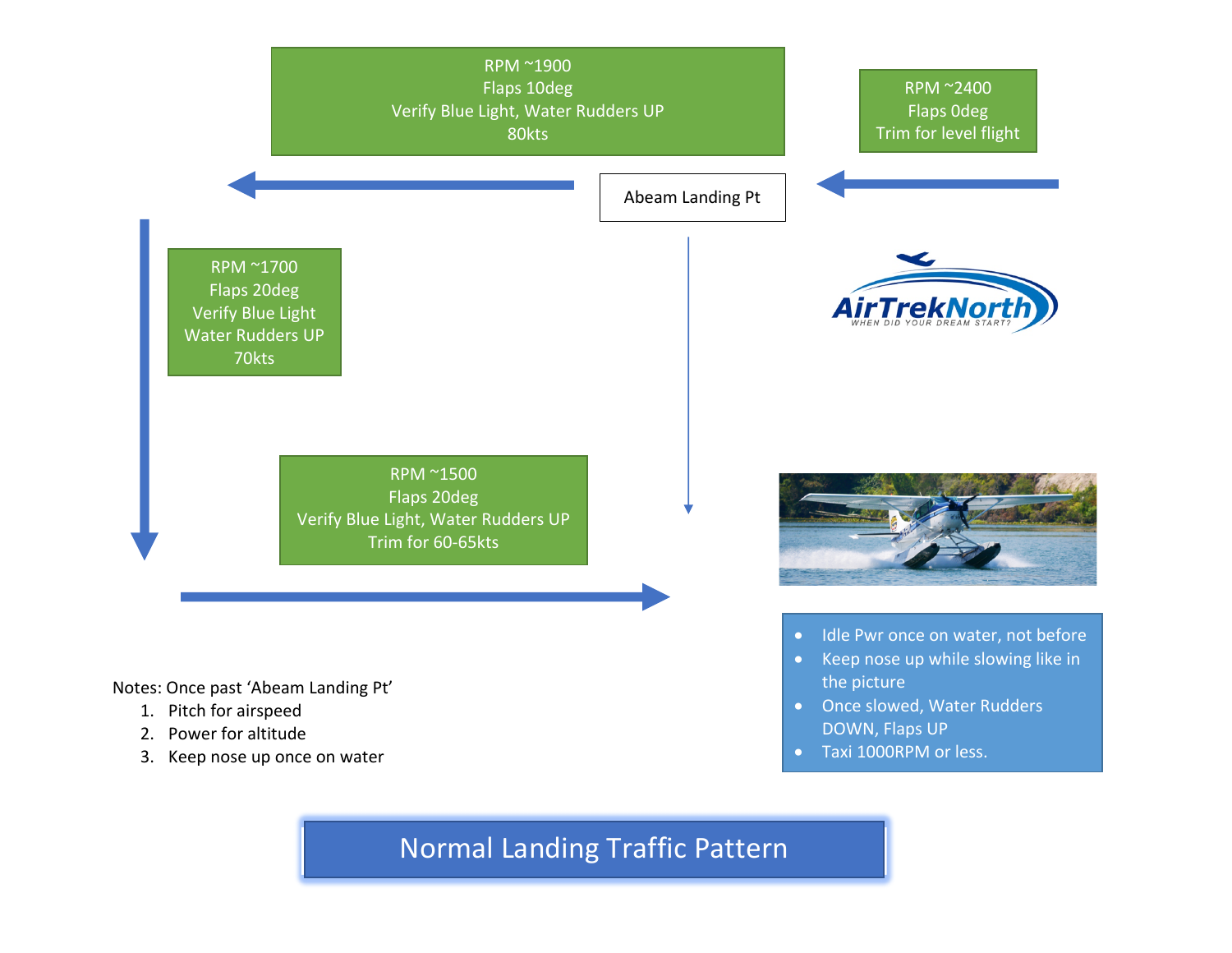# Normal Landing Traffic Pattern

RPM ~2400
Flaps 0deg
Trim for level flight

Abeam Landing Pt

RPM ~1900
Flaps 10deg
Verify Blue Light, Water Rudders UP
80kts

RPM ~1700
Flaps 20deg
Verify Blue Light
Water Rudders UP
70kts

RPM ~1500
Flaps 20deg
Verify Blue Light, Water Rudders UP
Trim for 60-65kts

AirTrekNorth
WHEN DID YOUR DREAM START?

- Idle Pwr once on water, not before
- Keep nose up while slowing like in the picture
- Once slowed, Water Rudders DOWN, Flaps UP
- Taxi 1000RPM or less.

Notes: Once past 'Abeam Landing Pt'

1. Pitch for airspeed
2. Power for altitude
3. Keep nose up once on water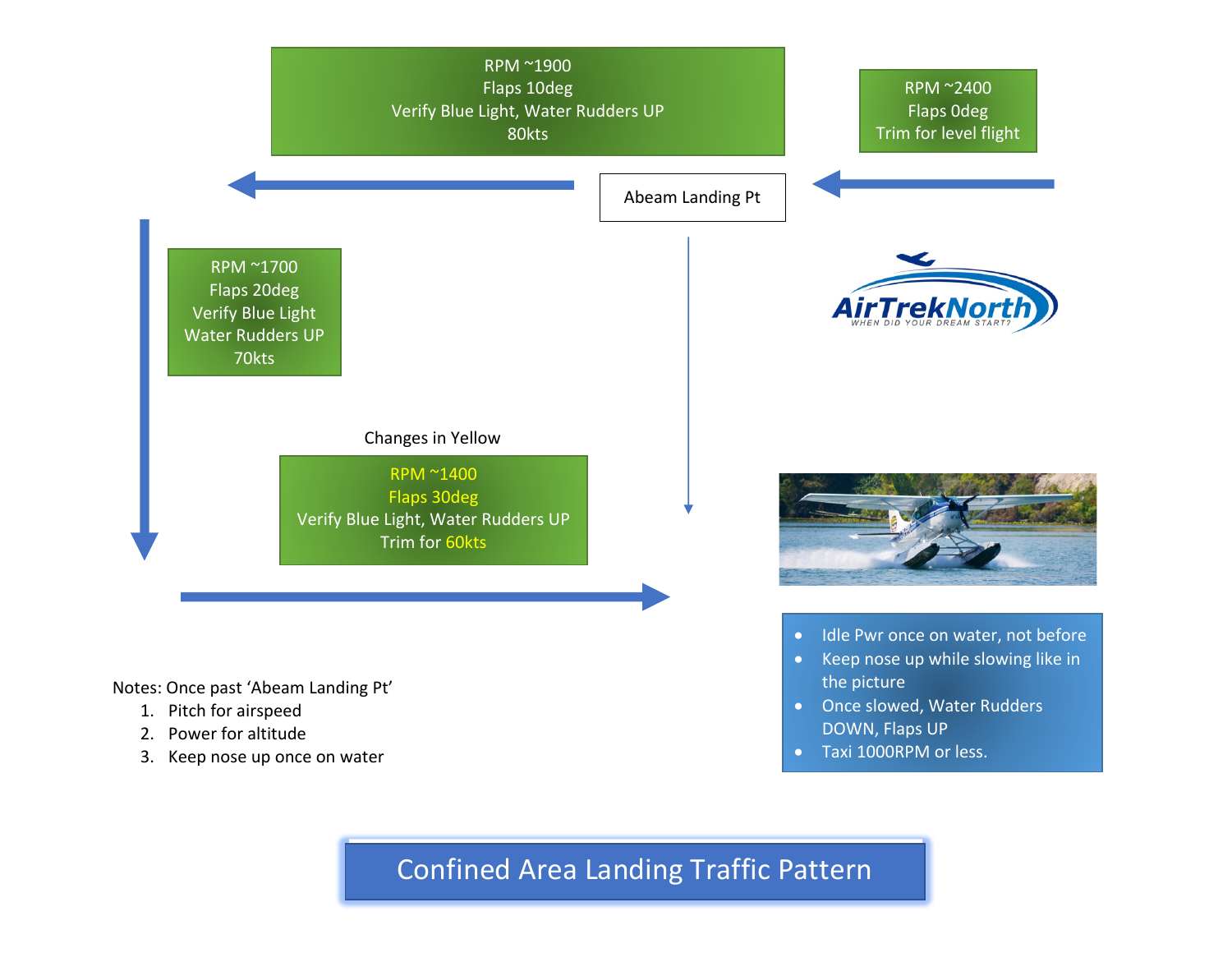RPM ~2400
Flaps 0deg
Trim for level flight

Abeam Landing Pt

RPM ~1900
Flaps 10deg
Verify Blue Light, Water Rudders UP
80kts

RPM ~1700
Flaps 20deg
Verify Blue Light
Water Rudders UP
70kts

Changes in Yellow

RPM ~1400
Flaps 30deg
Verify Blue Light, Water Rudders UP
Trim for 60kts

AirTrekNorth
WHEN DID YOUR DREAM START?

- Idle Pwr once on water, not before
- Keep nose up while slowing like in the picture
- Once slowed, Water Rudders DOWN, Flaps UP
- Taxi 1000RPM or less.

Notes: Once past 'Abeam Landing Pt'

1. Pitch for airspeed
2. Power for altitude
3. Keep nose up once on water

# Confined Area Landing Traffic Pattern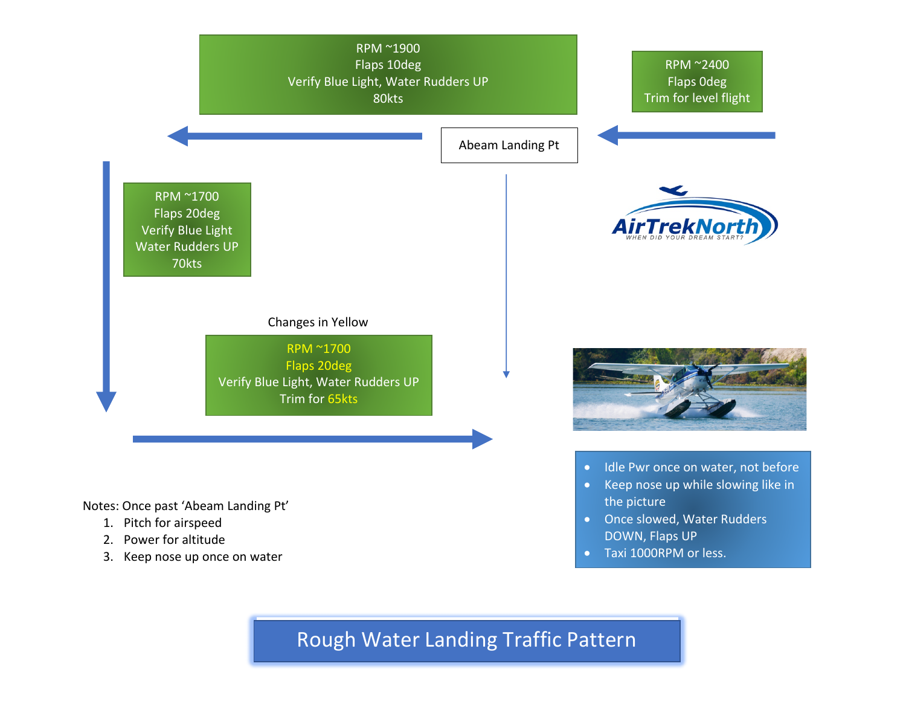# Rough Water Landing Traffic Pattern

RPM ~2400
Flaps 0deg
Trim for level flight

Abeam Landing Pt

RPM ~1900
Flaps 10deg
Verify Blue Light, Water Rudders UP
80kts

RPM ~1700
Flaps 20deg
Verify Blue Light
Water Rudders UP
70kts

Changes in Yellow

RPM ~1700
Flaps 20deg
Verify Blue Light, Water Rudders UP
Trim for 65kts

- Idle Pwr once on water, not before
- Keep nose up while slowing like in the picture
- Once slowed, Water Rudders DOWN, Flaps UP
- Taxi 1000RPM or less.

Notes: Once past 'Abeam Landing Pt'

1. Pitch for airspeed
2. Power for altitude
3. Keep nose up once on water

AirTrekNorth
WHEN DID YOUR DREAM START?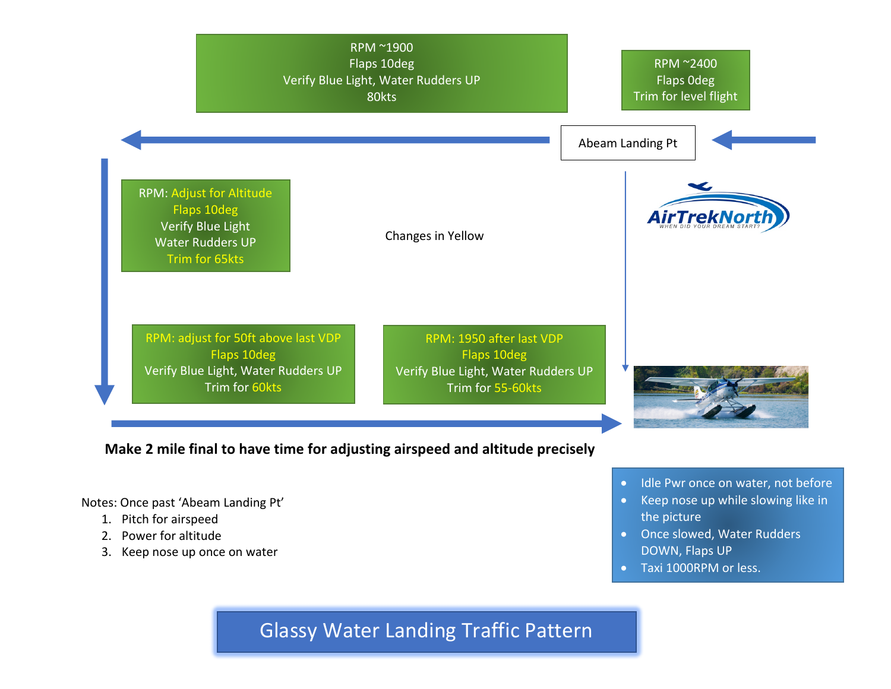# Glassy Water Landing Traffic Pattern

RPM ~1900
Flaps 10deg
Verify Blue Light, Water Rudders UP
80kts

RPM ~2400
Flaps 0deg
Trim for level flight

Abeam Landing Pt

AirTrekNorth
WHEN DID YOUR DREAM START?

RPM: Adjust for Altitude
Flaps 10deg
Verify Blue Light
Water Rudders UP
Trim for 65kts

Changes in Yellow

RPM: adjust for 50ft above last VDP
Flaps 10deg
Verify Blue Light, Water Rudders UP
Trim for 60kts

RPM: 1950 after last VDP
Flaps 10deg
Verify Blue Light, Water Rudders UP
Trim for 55-60kts

**Make 2 mile final to have time for adjusting airspeed and altitude precisely**

Notes: Once past 'Abeam Landing Pt'

1. Pitch for airspeed
2. Power for altitude
3. Keep nose up once on water

- Idle Pwr once on water, not before
- Keep nose up while slowing like in the picture
- Once slowed, Water Rudders DOWN, Flaps UP
- Taxi 1000RPM or less.